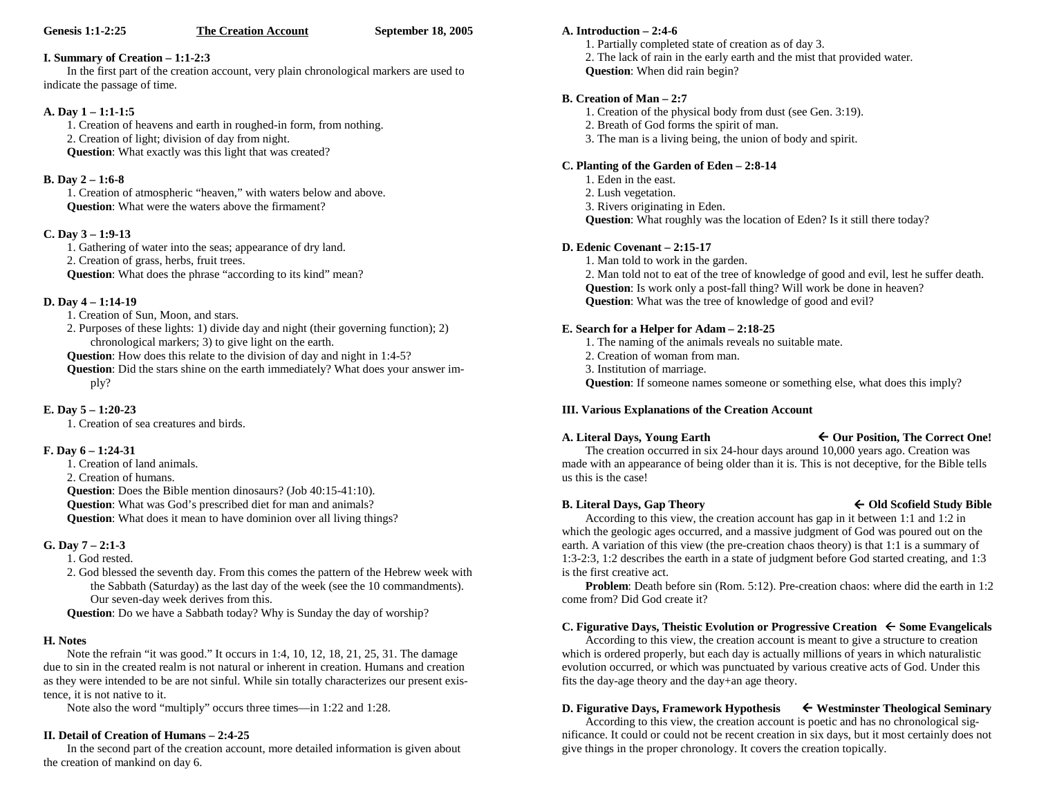**Genesis 1:1-2:25** | **The Creation Account** | **September 18, 2005**

## I. Summary of Creation – 1:1-2:3

In the first part of the creation account, very plain chronological markers are used to indicate the passage of time.

### A. Day 1 – 1:1-1:5

1. Creation of heavens and earth in roughed-in form, from nothing.
2. Creation of light; division of day from night.

**Question**: What exactly was this light that was created?

### B. Day 2 – 1:6-8

1. Creation of atmospheric "heaven," with waters below and above.

**Question**: What were the waters above the firmament?

### C. Day 3 – 1:9-13

1. Gathering of water into the seas; appearance of dry land.
2. Creation of grass, herbs, fruit trees.

**Question**: What does the phrase "according to its kind" mean?

### D. Day 4 – 1:14-19

1. Creation of Sun, Moon, and stars.
2. Purposes of these lights: 1) divide day and night (their governing function); 2) chronological markers; 3) to give light on the earth.

**Question**: How does this relate to the division of day and night in 1:4-5?

**Question**: Did the stars shine on the earth immediately? What does your answer imply?

### E. Day 5 – 1:20-23

1. Creation of sea creatures and birds.

### F. Day 6 – 1:24-31

1. Creation of land animals.
2. Creation of humans.

**Question**: Does the Bible mention dinosaurs? (Job 40:15-41:10).

**Question**: What was God's prescribed diet for man and animals?

**Question**: What does it mean to have dominion over all living things?

### G. Day 7 – 2:1-3

1. God rested.
2. God blessed the seventh day. From this comes the pattern of the Hebrew week with the Sabbath (Saturday) as the last day of the week (see the 10 commandments). Our seven-day week derives from this.

**Question**: Do we have a Sabbath today? Why is Sunday the day of worship?

### H. Notes

Note the refrain "it was good." It occurs in 1:4, 10, 12, 18, 21, 25, 31. The damage due to sin in the created realm is not natural or inherent in creation. Humans and creation as they were intended to be are not sinful. While sin totally characterizes our present existence, it is not native to it.

Note also the word "multiply" occurs three times—in 1:22 and 1:28.

## II. Detail of Creation of Humans – 2:4-25

In the second part of the creation account, more detailed information is given about the creation of mankind on day 6.

### A. Introduction – 2:4-6

1. Partially completed state of creation as of day 3.
2. The lack of rain in the early earth and the mist that provided water.

**Question**: When did rain begin?

### B. Creation of Man – 2:7

1. Creation of the physical body from dust (see Gen. 3:19).
2. Breath of God forms the spirit of man.
3. The man is a living being, the union of body and spirit.

### C. Planting of the Garden of Eden – 2:8-14

1. Eden in the east.
2. Lush vegetation.
3. Rivers originating in Eden.

**Question**: What roughly was the location of Eden? Is it still there today?

### D. Edenic Covenant – 2:15-17

1. Man told to work in the garden.
2. Man told not to eat of the tree of knowledge of good and evil, lest he suffer death.

**Question**: Is work only a post-fall thing? Will work be done in heaven?

**Question**: What was the tree of knowledge of good and evil?

### E. Search for a Helper for Adam – 2:18-25

1. The naming of the animals reveals no suitable mate.
2. Creation of woman from man.
3. Institution of marriage.

**Question**: If someone names someone or something else, what does this imply?

## III. Various Explanations of the Creation Account

### A. Literal Days, Young Earth ← Our Position, The Correct One!

The creation occurred in six 24-hour days around 10,000 years ago. Creation was made with an appearance of being older than it is. This is not deceptive, for the Bible tells us this is the case!

### B. Literal Days, Gap Theory ← Old Scofield Study Bible

According to this view, the creation account has gap in it between 1:1 and 1:2 in which the geologic ages occurred, and a massive judgment of God was poured out on the earth. A variation of this view (the pre-creation chaos theory) is that 1:1 is a summary of 1:3-2:3, 1:2 describes the earth in a state of judgment before God started creating, and 1:3 is the first creative act.

**Problem**: Death before sin (Rom. 5:12). Pre-creation chaos: where did the earth in 1:2 come from? Did God create it?

### C. Figurative Days, Theistic Evolution or Progressive Creation ← Some Evangelicals

According to this view, the creation account is meant to give a structure to creation which is ordered properly, but each day is actually millions of years in which naturalistic evolution occurred, or which was punctuated by various creative acts of God. Under this fits the day-age theory and the day+an age theory.

### D. Figurative Days, Framework Hypothesis ← Westminster Theological Seminary

According to this view, the creation account is poetic and has no chronological significance. It could or could not be recent creation in six days, but it most certainly does not give things in the proper chronology. It covers the creation topically.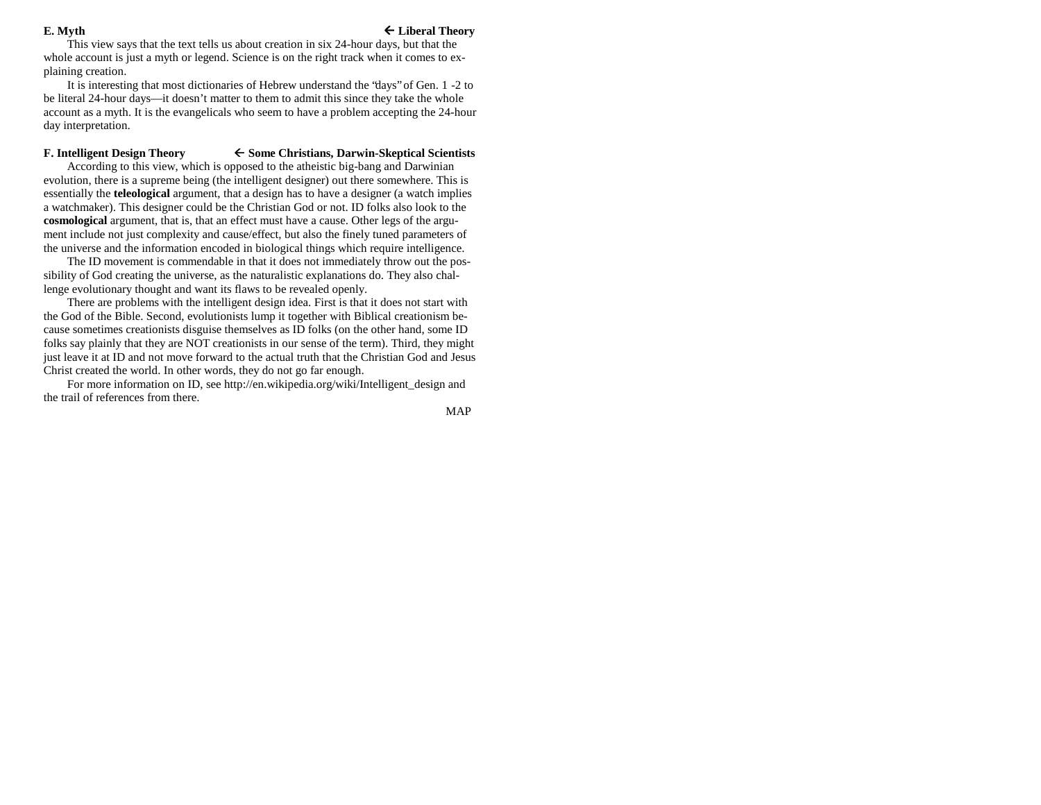**E. Myth** ← **Liberal Theory**

This view says that the text tells us about creation in six 24-hour days, but that the whole account is just a myth or legend. Science is on the right track when it comes to explaining creation.

It is interesting that most dictionaries of Hebrew understand the "days" of Gen. 1 -2 to be literal 24-hour days—it doesn't matter to them to admit this since they take the whole account as a myth. It is the evangelicals who seem to have a problem accepting the 24-hour day interpretation.

**F. Intelligent Design Theory** ← **Some Christians, Darwin-Skeptical Scientists**

According to this view, which is opposed to the atheistic big-bang and Darwinian evolution, there is a supreme being (the intelligent designer) out there somewhere. This is essentially the **teleological** argument, that a design has to have a designer (a watch implies a watchmaker). This designer could be the Christian God or not. ID folks also look to the **cosmological** argument, that is, that an effect must have a cause. Other legs of the argument include not just complexity and cause/effect, but also the finely tuned parameters of the universe and the information encoded in biological things which require intelligence.

The ID movement is commendable in that it does not immediately throw out the possibility of God creating the universe, as the naturalistic explanations do. They also challenge evolutionary thought and want its flaws to be revealed openly.

There are problems with the intelligent design idea. First is that it does not start with the God of the Bible. Second, evolutionists lump it together with Biblical creationism because sometimes creationists disguise themselves as ID folks (on the other hand, some ID folks say plainly that they are NOT creationists in our sense of the term). Third, they might just leave it at ID and not move forward to the actual truth that the Christian God and Jesus Christ created the world. In other words, they do not go far enough.

For more information on ID, see http://en.wikipedia.org/wiki/Intelligent_design and the trail of references from there.

MAP